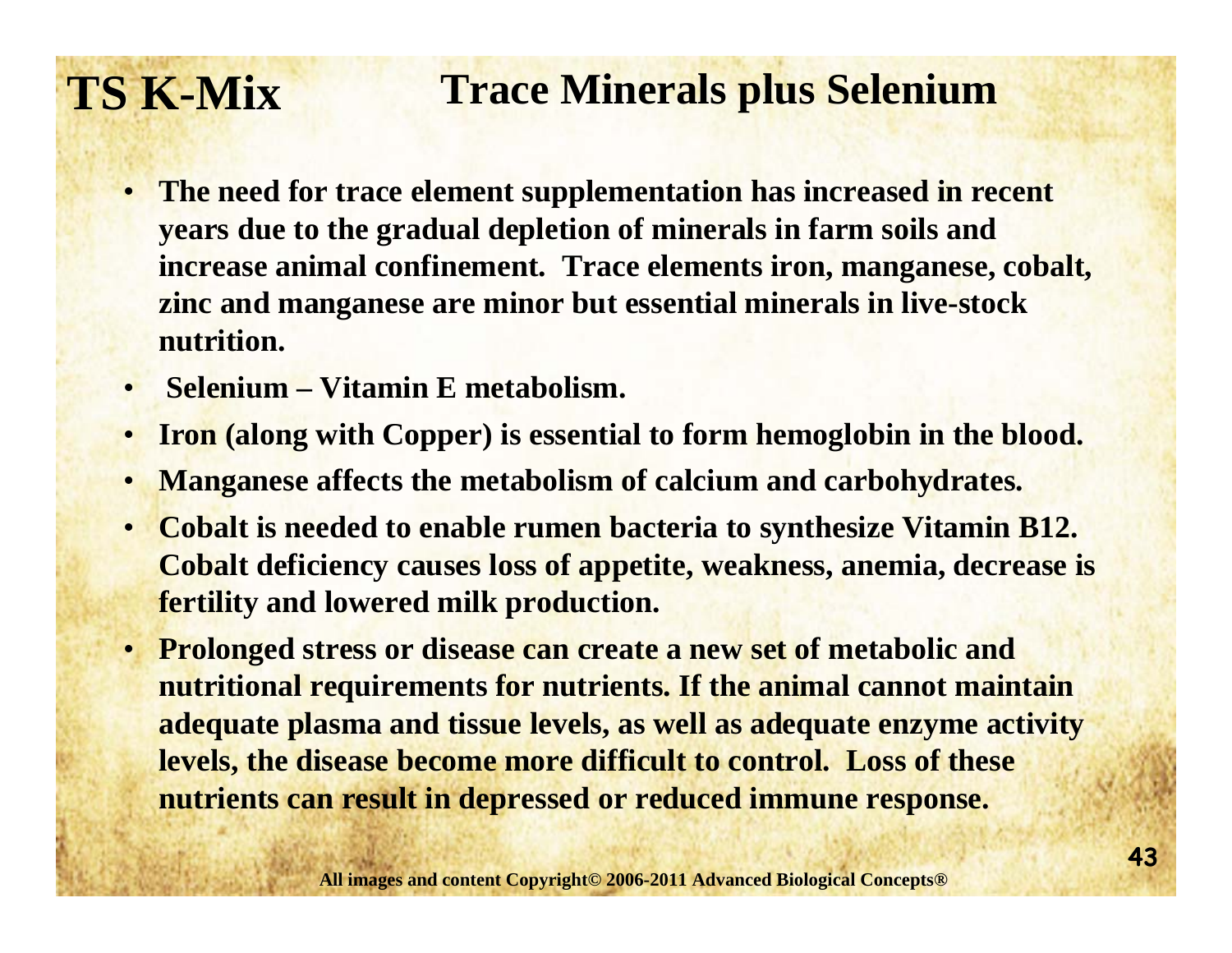# TS K-Mix — Trace Minerals plus Selenium

- **The need for trace element supplementation has increased in recent years due to the gradual depletion of minerals in farm soils and increase animal confinement. Trace elements iron, manganese, cobalt, zinc and manganese are minor but essential minerals in live-stock nutrition.**
- **Selenium – Vitamin E metabolism.**
- **Iron (along with Copper) is essential to form hemoglobin in the blood.**
- **Manganese affects the metabolism of calcium and carbohydrates.**
- **Cobalt is needed to enable rumen bacteria to synthesize Vitamin B12. Cobalt deficiency causes loss of appetite, weakness, anemia, decrease is fertility and lowered milk production.**
- **Prolonged stress or disease can create a new set of metabolic and nutritional requirements for nutrients. If the animal cannot maintain adequate plasma and tissue levels, as well as adequate enzyme activity levels, the disease become more difficult to control. Loss of these nutrients can result in depressed or reduced immune response.**

**All images and content Copyright© 2006-2011 Advanced Biological Concepts®**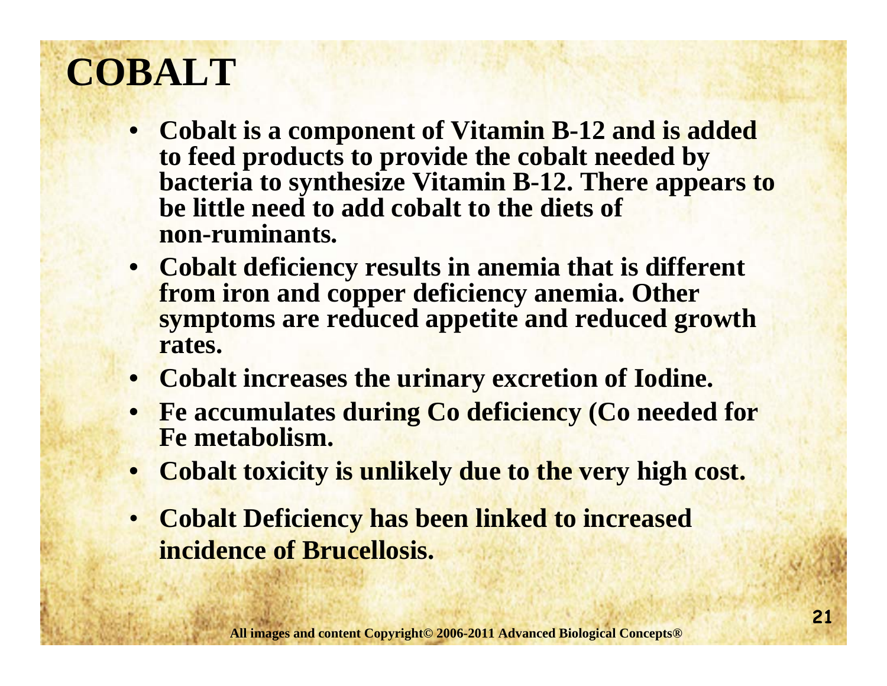# COBALT

- **Cobalt is a component of Vitamin B-12 and is added to feed products to provide the cobalt needed by bacteria to synthesize Vitamin B-12. There appears to be little need to add cobalt to the diets of non-ruminants.**
- **Cobalt deficiency results in anemia that is different from iron and copper deficiency anemia. Other symptoms are reduced appetite and reduced growth rates.**
- **Cobalt increases the urinary excretion of Iodine.**
- **Fe accumulates during Co deficiency (Co needed for Fe metabolism.**
- **Cobalt toxicity is unlikely due to the very high cost.**
- **Cobalt Deficiency has been linked to increased incidence of Brucellosis.**

**All images and content Copyright© 2006-2011 Advanced Biological Concepts®**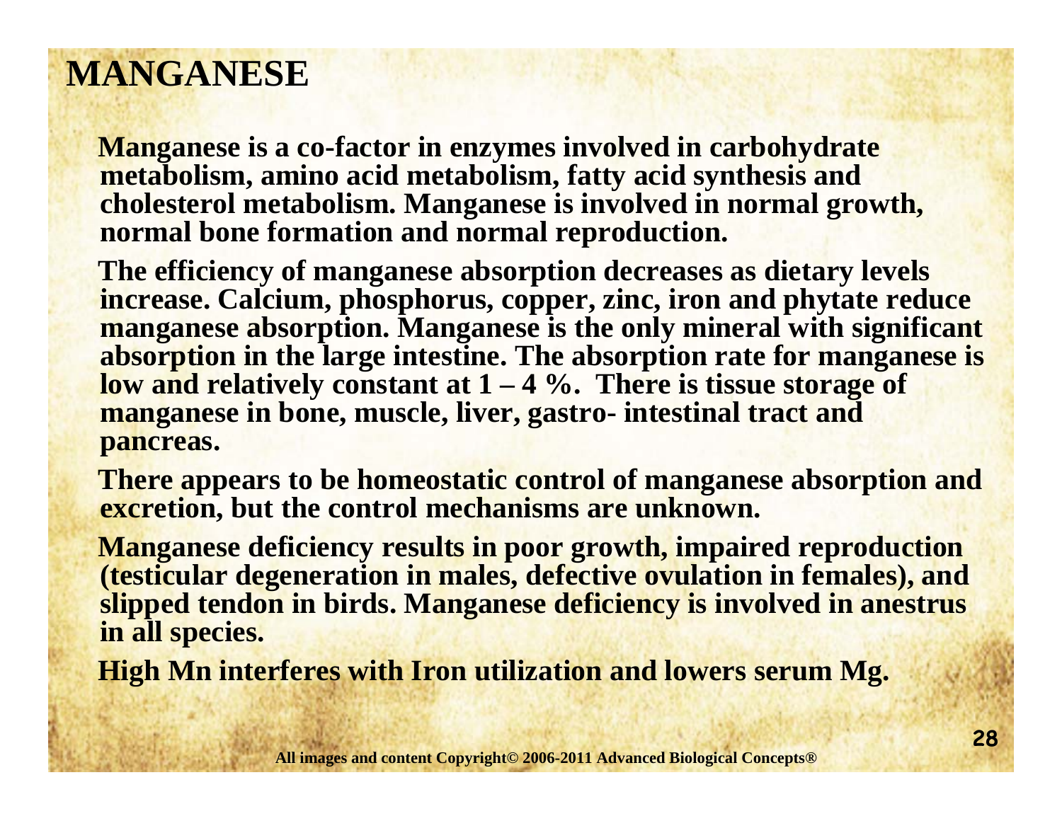# MANGANESE

**Manganese is a co-factor in enzymes involved in carbohydrate metabolism, amino acid metabolism, fatty acid synthesis and cholesterol metabolism. Manganese is involved in normal growth, normal bone formation and normal reproduction.**

**The efficiency of manganese absorption decreases as dietary levels increase. Calcium, phosphorus, copper, zinc, iron and phytate reduce manganese absorption. Manganese is the only mineral with significant absorption in the large intestine. The absorption rate for manganese is low and relatively constant at 1 – 4 %. There is tissue storage of manganese in bone, muscle, liver, gastro- intestinal tract and pancreas.**

**There appears to be homeostatic control of manganese absorption and excretion, but the control mechanisms are unknown.**

**Manganese deficiency results in poor growth, impaired reproduction (testicular degeneration in males, defective ovulation in females), and slipped tendon in birds. Manganese deficiency is involved in anestrus in all species.**

**High Mn interferes with Iron utilization and lowers serum Mg.**

All images and content Copyright© 2006-2011 Advanced Biological Concepts®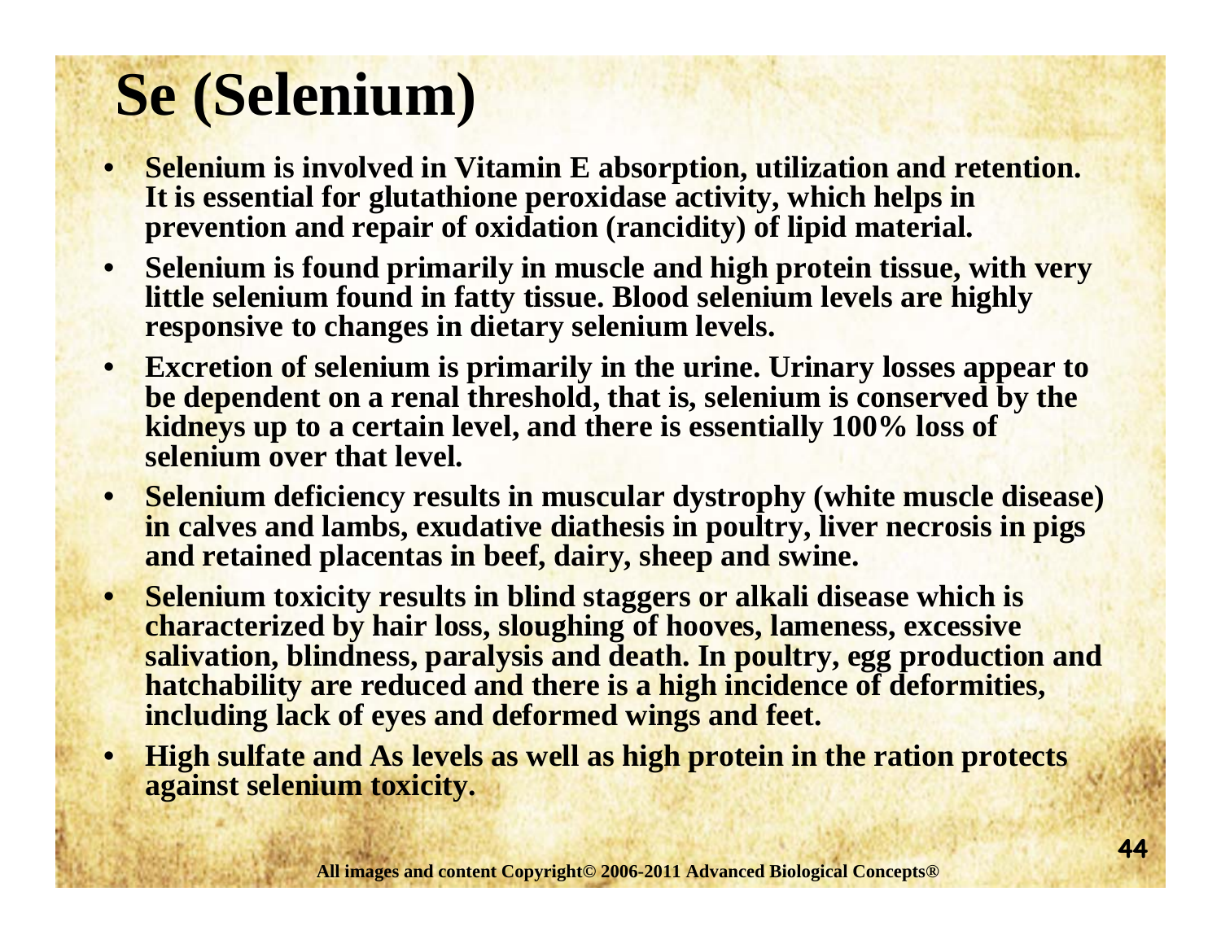# Se (Selenium)

- Selenium is involved in Vitamin E absorption, utilization and retention. It is essential for glutathione peroxidase activity, which helps in prevention and repair of oxidation (rancidity) of lipid material.
- Selenium is found primarily in muscle and high protein tissue, with very little selenium found in fatty tissue. Blood selenium levels are highly responsive to changes in dietary selenium levels.
- Excretion of selenium is primarily in the urine. Urinary losses appear to be dependent on a renal threshold, that is, selenium is conserved by the kidneys up to a certain level, and there is essentially 100% loss of selenium over that level.
- Selenium deficiency results in muscular dystrophy (white muscle disease) in calves and lambs, exudative diathesis in poultry, liver necrosis in pigs and retained placentas in beef, dairy, sheep and swine.
- Selenium toxicity results in blind staggers or alkali disease which is characterized by hair loss, sloughing of hooves, lameness, excessive salivation, blindness, paralysis and death. In poultry, egg production and hatchability are reduced and there is a high incidence of deformities, including lack of eyes and deformed wings and feet.
- High sulfate and As levels as well as high protein in the ration protects against selenium toxicity.

All images and content Copyright© 2006-2011 Advanced Biological Concepts®